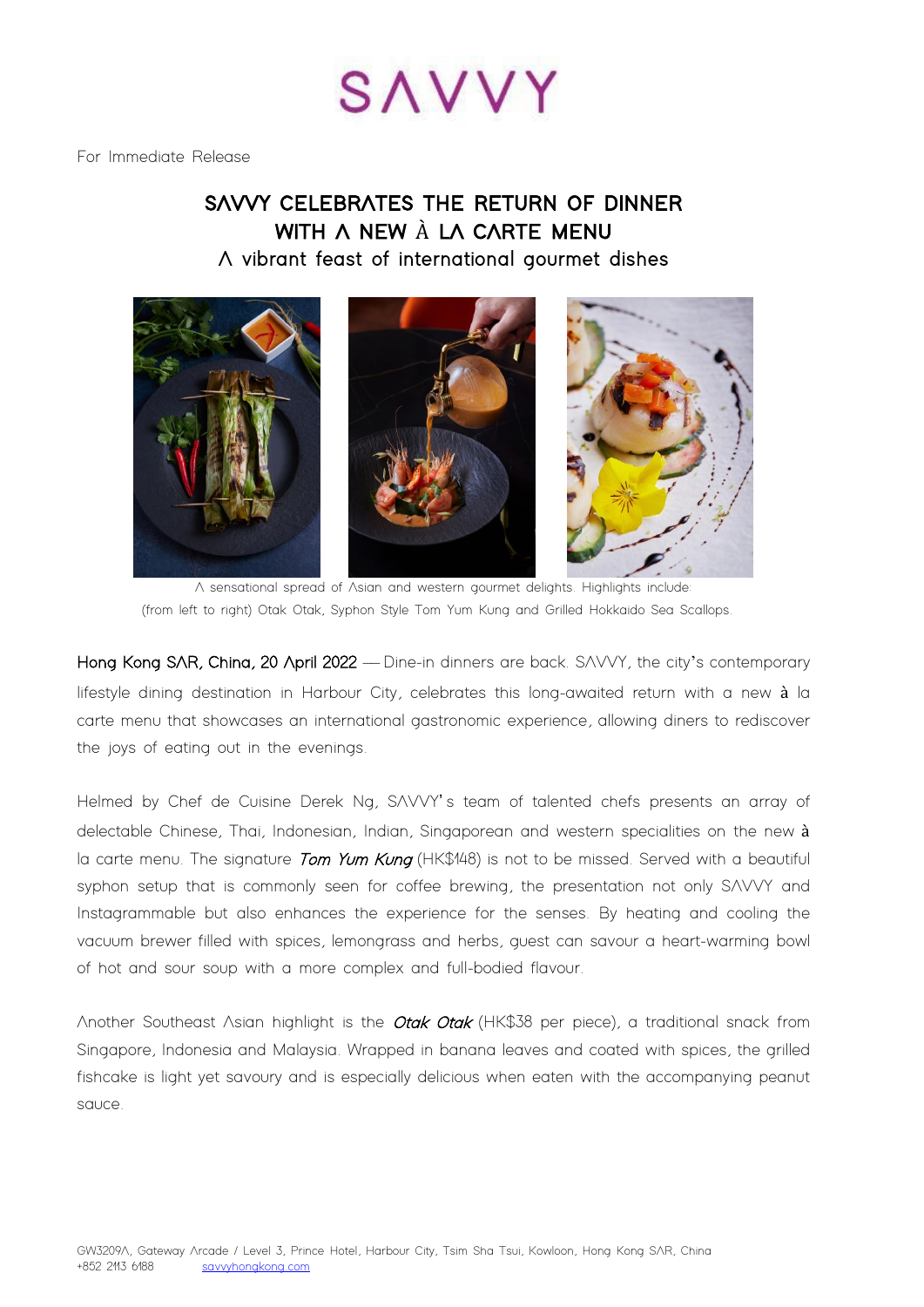# SAVVY

For Immediate Release

## SAVVY CELEBRATES THE RETURN OF DINNER WITH A NEW À LA CARTE MENU

### A vibrant feast of international gourmet dishes

A sensational spread of Asian and western gourmet delights. Highlights include: (from left to right) Otak Otak, Syphon Style Tom Yum Kung and Grilled Hokkaido Sea Scallops.

**Hong Kong SAR, China, 20 April 2022** — Dine-in dinners are back. SAVVY, the city's contemporary lifestyle dining destination in Harbour City, celebrates this long-awaited return with a new à la carte menu that showcases an international gastronomic experience, allowing diners to rediscover the joys of eating out in the evenings.

Helmed by Chef de Cuisine Derek Ng, SAVVY's team of talented chefs presents an array of delectable Chinese, Thai, Indonesian, Indian, Singaporean and western specialities on the new à la carte menu. The signature ***Tom Yum Kung*** (HK$148) is not to be missed. Served with a beautiful syphon setup that is commonly seen for coffee brewing, the presentation not only SAVVY and Instagrammable but also enhances the experience for the senses. By heating and cooling the vacuum brewer filled with spices, lemongrass and herbs, guest can savour a heart-warming bowl of hot and sour soup with a more complex and full-bodied flavour.

Another Southeast Asian highlight is the ***Otak Otak*** (HK$38 per piece), a traditional snack from Singapore, Indonesia and Malaysia. Wrapped in banana leaves and coated with spices, the grilled fishcake is light yet savoury and is especially delicious when eaten with the accompanying peanut sauce.

GW3209A, Gateway Arcade / Level 3, Prince Hotel, Harbour City, Tsim Sha Tsui, Kowloon, Hong Kong SAR, China
+852 2113 6188 savvyhongkong.com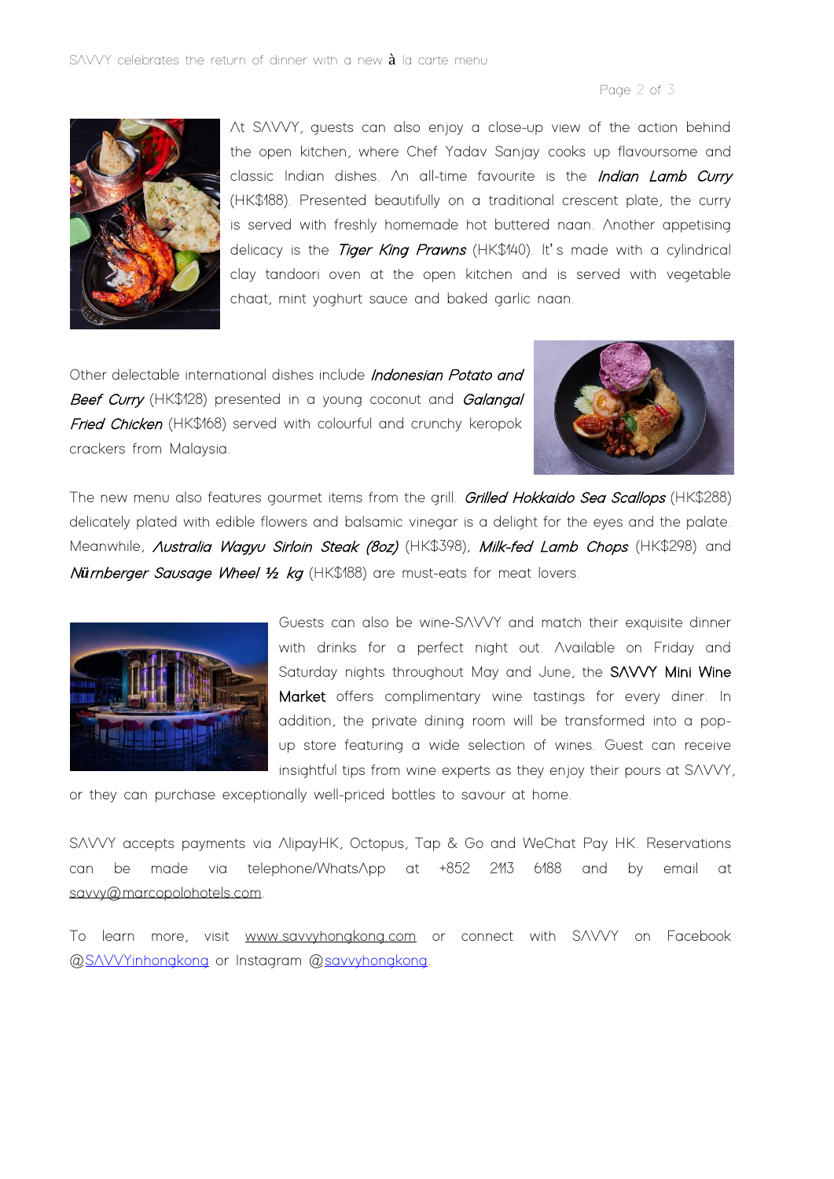At SAVVY, guests can also enjoy a close-up view of the action behind the open kitchen, where Chef Yadav Sanjay cooks up flavoursome and classic Indian dishes. An all-time favourite is the ***Indian Lamb Curry*** (HK$188). Presented beautifully on a traditional crescent plate, the curry is served with freshly homemade hot buttered naan. Another appetising delicacy is the ***Tiger King Prawns*** (HK$140). It's made with a cylindrical clay tandoori oven at the open kitchen and is served with vegetable chaat, mint yoghurt sauce and baked garlic naan.

Other delectable international dishes include ***Indonesian Potato and Beef Curry*** (HK$128) presented in a young coconut and ***Galangal Fried Chicken*** (HK$168) served with colourful and crunchy keropok crackers from Malaysia.

The new menu also features gourmet items from the grill. ***Grilled Hokkaido Sea Scallops*** (HK$288) delicately plated with edible flowers and balsamic vinegar is a delight for the eyes and the palate. Meanwhile, ***Australia Wagyu Sirloin Steak (8oz)*** (HK$398), ***Milk-fed Lamb Chops*** (HK$298) and ***Nürnberger Sausage Wheel ½ kg*** (HK$188) are must-eats for meat lovers.

Guests can also be wine-SAVVY and match their exquisite dinner with drinks for a perfect night out. Available on Friday and Saturday nights throughout May and June, the **SAVVY Mini Wine Market** offers complimentary wine tastings for every diner. In addition, the private dining room will be transformed into a pop-up store featuring a wide selection of wines. Guest can receive insightful tips from wine experts as they enjoy their pours at SAVVY, or they can purchase exceptionally well-priced bottles to savour at home.

SAVVY accepts payments via AlipayHK, Octopus, Tap & Go and WeChat Pay HK. Reservations can be made via telephone/WhatsApp at +852 2113 6188 and by email at savvy@marcopolohotels.com.

To learn more, visit www.savvyhongkong.com or connect with SAVVY on Facebook @SAVVYinhongkong or Instagram @savvyhongkong.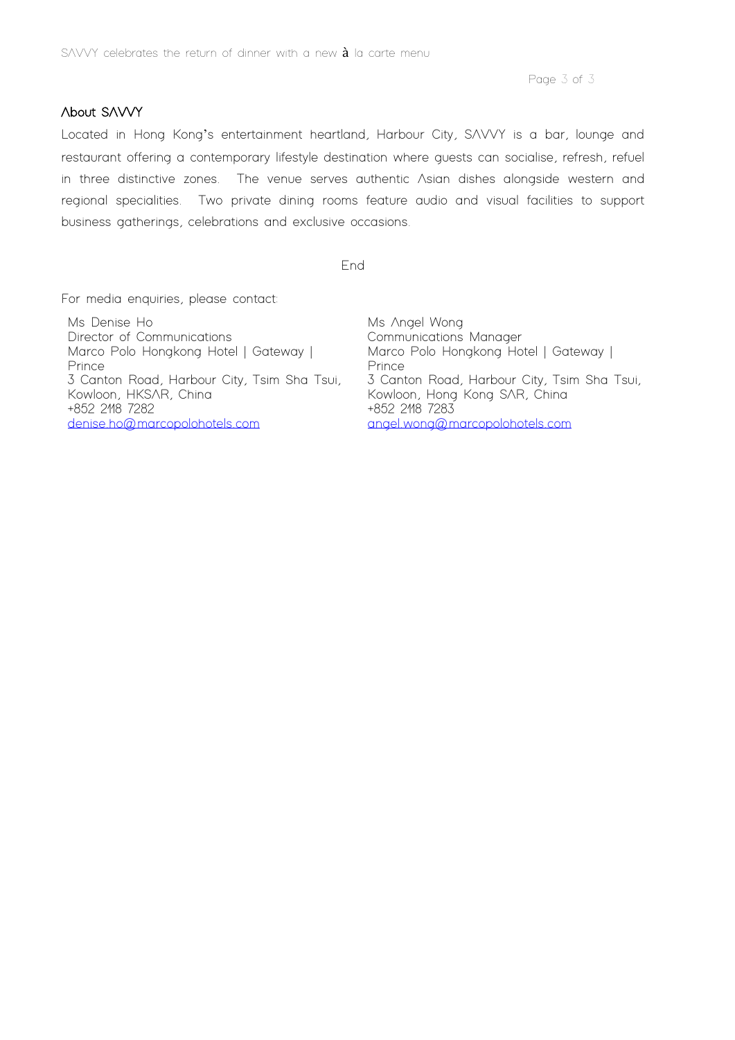## About SAVVY

Located in Hong Kong's entertainment heartland, Harbour City, SAVVY is a bar, lounge and restaurant offering a contemporary lifestyle destination where guests can socialise, refresh, refuel in three distinctive zones. The venue serves authentic Asian dishes alongside western and regional specialities. Two private dining rooms feature audio and visual facilities to support business gatherings, celebrations and exclusive occasions.

End

For media enquiries, please contact:

Ms Denise Ho
Director of Communications
Marco Polo Hongkong Hotel | Gateway | Prince
3 Canton Road, Harbour City, Tsim Sha Tsui, Kowloon, HKSAR, China
+852 2118 7282
denise.ho@marcopolohotels.com

Ms Angel Wong
Communications Manager
Marco Polo Hongkong Hotel | Gateway | Prince
3 Canton Road, Harbour City, Tsim Sha Tsui, Kowloon, Hong Kong SAR, China
+852 2118 7283
angel.wong@marcopolohotels.com